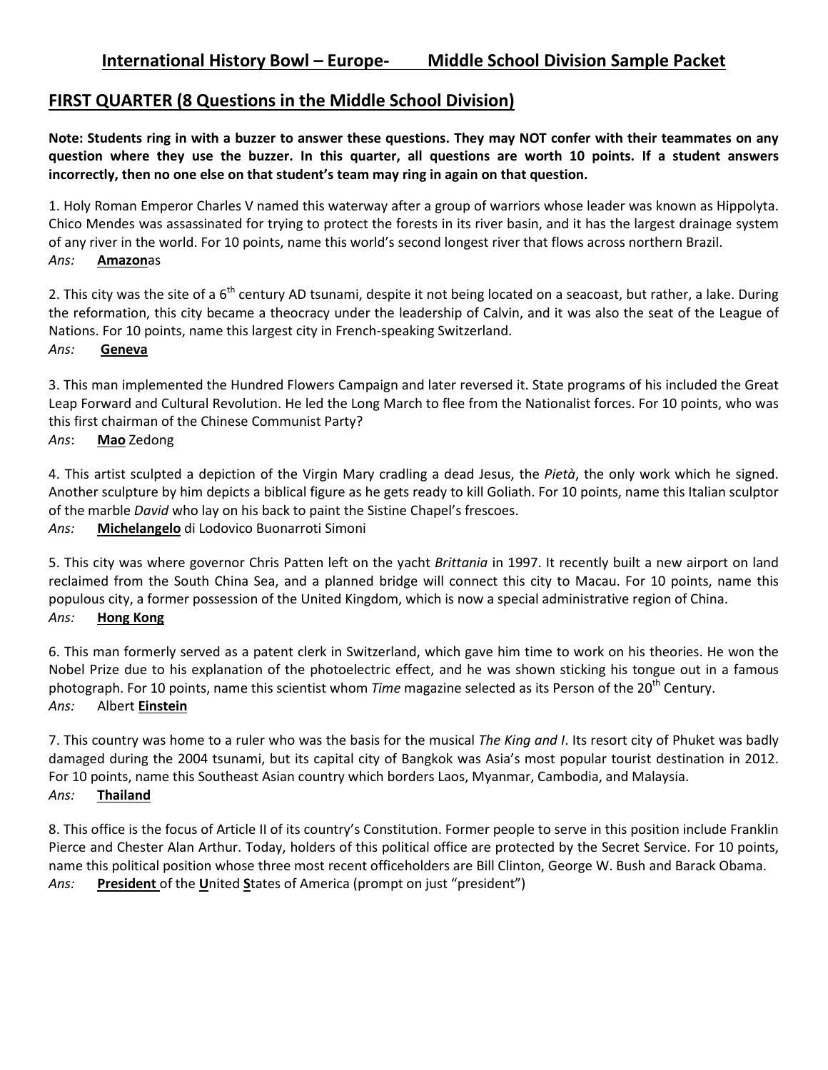## International History Bowl – Europe- Middle School Division Sample Packet

## FIRST QUARTER (8 Questions in the Middle School Division)

**Note: Students ring in with a buzzer to answer these questions. They may NOT confer with their teammates on any question where they use the buzzer. In this quarter, all questions are worth 10 points. If a student answers incorrectly, then no one else on that student's team may ring in again on that question.**

1. Holy Roman Emperor Charles V named this waterway after a group of warriors whose leader was known as Hippolyta. Chico Mendes was assassinated for trying to protect the forests in its river basin, and it has the largest drainage system of any river in the world. For 10 points, name this world's second longest river that flows across northern Brazil.
*Ans:* **Amazon**as

2. This city was the site of a 6th century AD tsunami, despite it not being located on a seacoast, but rather, a lake. During the reformation, this city became a theocracy under the leadership of Calvin, and it was also the seat of the League of Nations. For 10 points, name this largest city in French-speaking Switzerland.
*Ans:* **Geneva**

3. This man implemented the Hundred Flowers Campaign and later reversed it. State programs of his included the Great Leap Forward and Cultural Revolution. He led the Long March to flee from the Nationalist forces. For 10 points, who was this first chairman of the Chinese Communist Party?
*Ans*: **Mao** Zedong

4. This artist sculpted a depiction of the Virgin Mary cradling a dead Jesus, the *Pietà*, the only work which he signed. Another sculpture by him depicts a biblical figure as he gets ready to kill Goliath. For 10 points, name this Italian sculptor of the marble *David* who lay on his back to paint the Sistine Chapel's frescoes.
*Ans:* **Michelangelo** di Lodovico Buonarroti Simoni

5. This city was where governor Chris Patten left on the yacht *Brittania* in 1997. It recently built a new airport on land reclaimed from the South China Sea, and a planned bridge will connect this city to Macau. For 10 points, name this populous city, a former possession of the United Kingdom, which is now a special administrative region of China.
*Ans:* **Hong Kong**

6. This man formerly served as a patent clerk in Switzerland, which gave him time to work on his theories. He won the Nobel Prize due to his explanation of the photoelectric effect, and he was shown sticking his tongue out in a famous photograph. For 10 points, name this scientist whom *Time* magazine selected as its Person of the 20th Century.
*Ans:* Albert **Einstein**

7. This country was home to a ruler who was the basis for the musical *The King and I*. Its resort city of Phuket was badly damaged during the 2004 tsunami, but its capital city of Bangkok was Asia's most popular tourist destination in 2012. For 10 points, name this Southeast Asian country which borders Laos, Myanmar, Cambodia, and Malaysia.
*Ans:* **Thailand**

8. This office is the focus of Article II of its country's Constitution. Former people to serve in this position include Franklin Pierce and Chester Alan Arthur. Today, holders of this political office are protected by the Secret Service. For 10 points, name this political position whose three most recent officeholders are Bill Clinton, George W. Bush and Barack Obama.
*Ans:* **President** of the **U**nited **S**tates of America (prompt on just "president")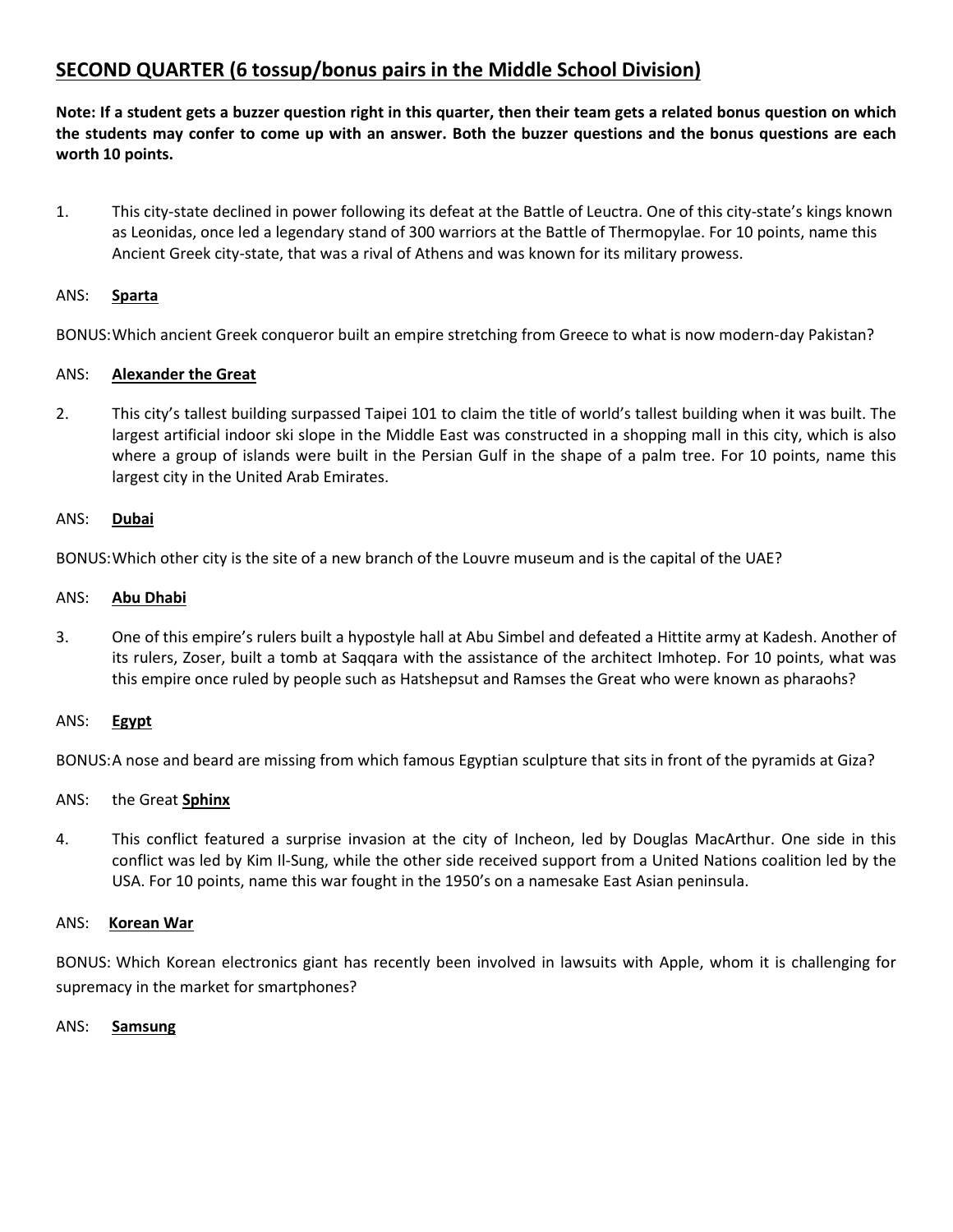## SECOND QUARTER (6 tossup/bonus pairs in the Middle School Division)

**Note: If a student gets a buzzer question right in this quarter, then their team gets a related bonus question on which the students may confer to come up with an answer. Both the buzzer questions and the bonus questions are each worth 10 points.**

1. This city-state declined in power following its defeat at the Battle of Leuctra. One of this city-state's kings known as Leonidas, once led a legendary stand of 300 warriors at the Battle of Thermopylae. For 10 points, name this Ancient Greek city-state, that was a rival of Athens and was known for its military prowess.

ANS: **Sparta**

BONUS: Which ancient Greek conqueror built an empire stretching from Greece to what is now modern-day Pakistan?

ANS: **Alexander the Great**

2. This city's tallest building surpassed Taipei 101 to claim the title of world's tallest building when it was built. The largest artificial indoor ski slope in the Middle East was constructed in a shopping mall in this city, which is also where a group of islands were built in the Persian Gulf in the shape of a palm tree. For 10 points, name this largest city in the United Arab Emirates.

ANS: **Dubai**

BONUS: Which other city is the site of a new branch of the Louvre museum and is the capital of the UAE?

ANS: **Abu Dhabi**

3. One of this empire's rulers built a hypostyle hall at Abu Simbel and defeated a Hittite army at Kadesh. Another of its rulers, Zoser, built a tomb at Saqqara with the assistance of the architect Imhotep. For 10 points, what was this empire once ruled by people such as Hatshepsut and Ramses the Great who were known as pharaohs?

ANS: **Egypt**

BONUS: A nose and beard are missing from which famous Egyptian sculpture that sits in front of the pyramids at Giza?

ANS: the Great **Sphinx**

4. This conflict featured a surprise invasion at the city of Incheon, led by Douglas MacArthur. One side in this conflict was led by Kim Il-Sung, while the other side received support from a United Nations coalition led by the USA. For 10 points, name this war fought in the 1950's on a namesake East Asian peninsula.

ANS: **Korean War**

BONUS: Which Korean electronics giant has recently been involved in lawsuits with Apple, whom it is challenging for supremacy in the market for smartphones?

ANS: **Samsung**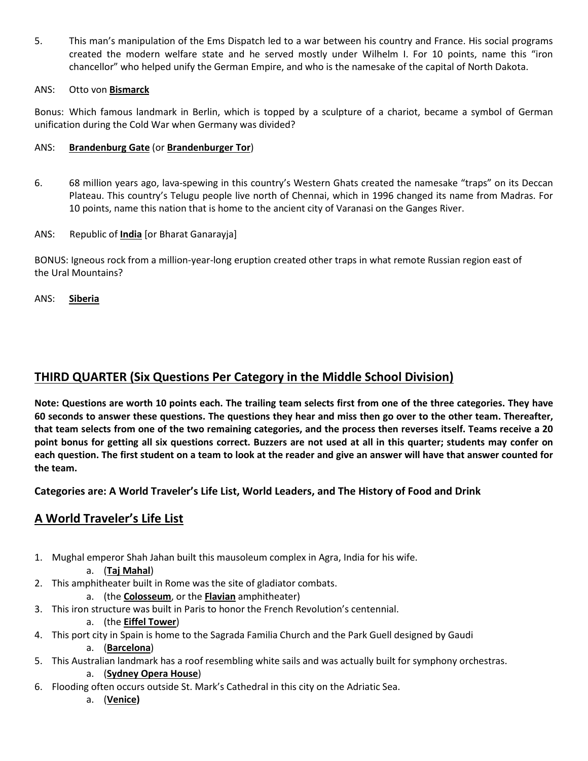5. This man's manipulation of the Ems Dispatch led to a war between his country and France. His social programs created the modern welfare state and he served mostly under Wilhelm I. For 10 points, name this "iron chancellor" who helped unify the German Empire, and who is the namesake of the capital of North Dakota.

ANS: Otto von **Bismarck**

Bonus: Which famous landmark in Berlin, which is topped by a sculpture of a chariot, became a symbol of German unification during the Cold War when Germany was divided?

ANS: **Brandenburg Gate** (or **Brandenburger Tor**)

6. 68 million years ago, lava-spewing in this country's Western Ghats created the namesake "traps" on its Deccan Plateau. This country's Telugu people live north of Chennai, which in 1996 changed its name from Madras. For 10 points, name this nation that is home to the ancient city of Varanasi on the Ganges River.

ANS: Republic of **India** [or Bharat Ganarayja]

BONUS: Igneous rock from a million-year-long eruption created other traps in what remote Russian region east of the Ural Mountains?

ANS: **Siberia**

## THIRD QUARTER (Six Questions Per Category in the Middle School Division)

**Note: Questions are worth 10 points each. The trailing team selects first from one of the three categories. They have 60 seconds to answer these questions. The questions they hear and miss then go over to the other team. Thereafter, that team selects from one of the two remaining categories, and the process then reverses itself. Teams receive a 20 point bonus for getting all six questions correct. Buzzers are not used at all in this quarter; students may confer on each question. The first student on a team to look at the reader and give an answer will have that answer counted for the team.**

**Categories are: A World Traveler's Life List, World Leaders, and The History of Food and Drink**

## A World Traveler's Life List

1. Mughal emperor Shah Jahan built this mausoleum complex in Agra, India for his wife.
   a. (**Taj Mahal**)
2. This amphitheater built in Rome was the site of gladiator combats.
   a. (the **Colosseum**, or the **Flavian** amphitheater)
3. This iron structure was built in Paris to honor the French Revolution's centennial.
   a. (the **Eiffel Tower**)
4. This port city in Spain is home to the Sagrada Familia Church and the Park Guell designed by Gaudi
   a. (**Barcelona**)
5. This Australian landmark has a roof resembling white sails and was actually built for symphony orchestras.
   a. (**Sydney Opera House**)
6. Flooding often occurs outside St. Mark's Cathedral in this city on the Adriatic Sea.
   a. (**Venice)**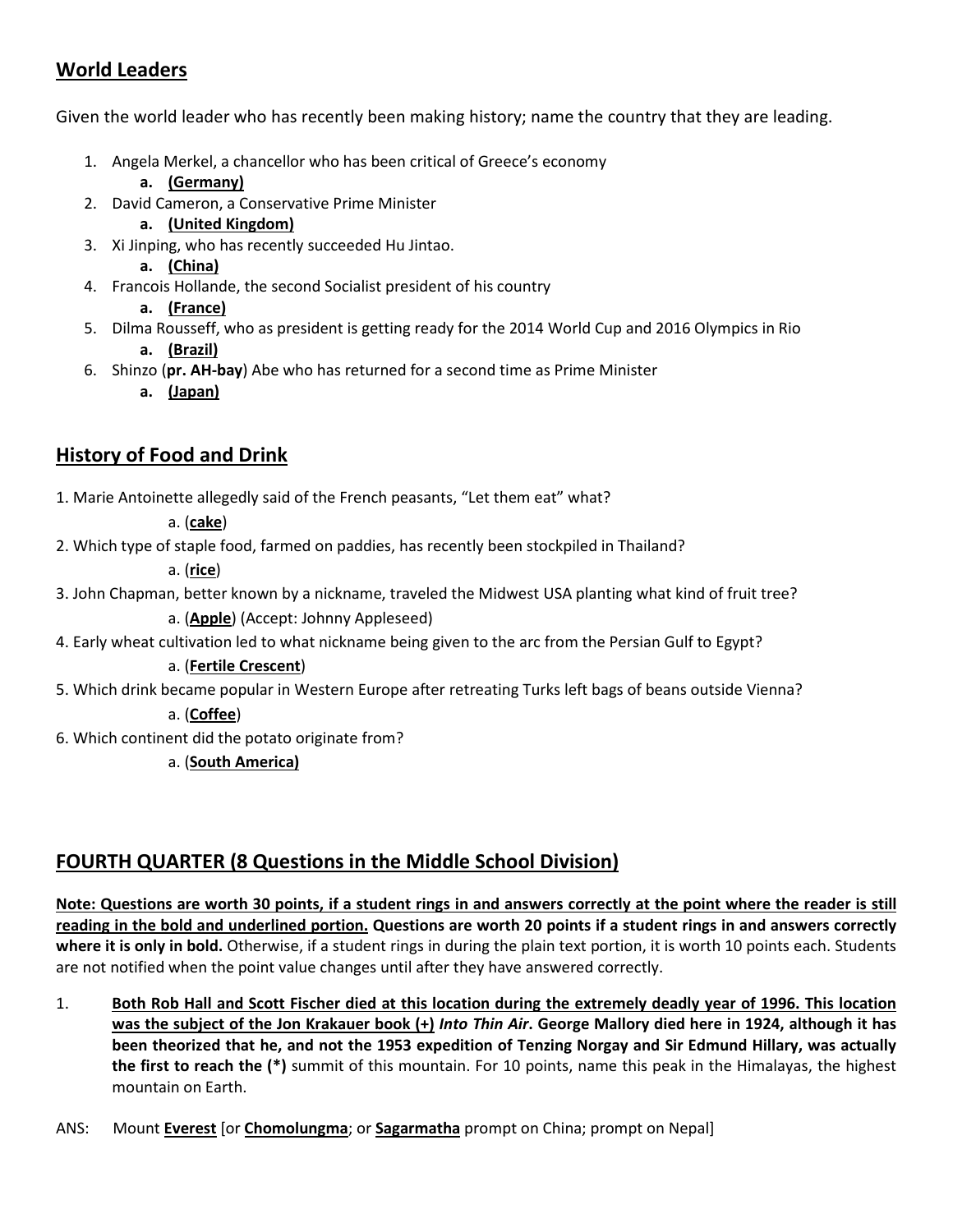## World Leaders

Given the world leader who has recently been making history; name the country that they are leading.

1. Angela Merkel, a chancellor who has been critical of Greece's economy
   a. **(Germany)**
2. David Cameron, a Conservative Prime Minister
   a. **(United Kingdom)**
3. Xi Jinping, who has recently succeeded Hu Jintao.
   a. **(China)**
4. Francois Hollande, the second Socialist president of his country
   a. **(France)**
5. Dilma Rousseff, who as president is getting ready for the 2014 World Cup and 2016 Olympics in Rio
   a. **(Brazil)**
6. Shinzo (**pr. AH-bay**) Abe who has returned for a second time as Prime Minister
   a. **(Japan)**

## History of Food and Drink

1. Marie Antoinette allegedly said of the French peasants, "Let them eat" what?

   a. (**cake**)

2. Which type of staple food, farmed on paddies, has recently been stockpiled in Thailand?

   a. (**rice**)

3. John Chapman, better known by a nickname, traveled the Midwest USA planting what kind of fruit tree?

   a. (**Apple**) (Accept: Johnny Appleseed)

4. Early wheat cultivation led to what nickname being given to the arc from the Persian Gulf to Egypt?

   a. (**Fertile Crescent**)

5. Which drink became popular in Western Europe after retreating Turks left bags of beans outside Vienna?

   a. (**Coffee**)

6. Which continent did the potato originate from?

   a. (**South America)**

## FOURTH QUARTER (8 Questions in the Middle School Division)

**Note: Questions are worth 30 points, if a student rings in and answers correctly at the point where the reader is still reading in the bold and underlined portion. Questions are worth 20 points if a student rings in and answers correctly where it is only in bold.** Otherwise, if a student rings in during the plain text portion, it is worth 10 points each. Students are not notified when the point value changes until after they have answered correctly.

1. **Both Rob Hall and Scott Fischer died at this location during the extremely deadly year of 1996. This location was the subject of the Jon Krakauer book (+)** ***Into Thin Air*****. George Mallory died here in 1924, although it has been theorized that he, and not the 1953 expedition of Tenzing Norgay and Sir Edmund Hillary, was actually the first to reach the (*)** summit of this mountain. For 10 points, name this peak in the Himalayas, the highest mountain on Earth.

ANS: Mount **Everest** [or **Chomolungma**; or **Sagarmatha** prompt on China; prompt on Nepal]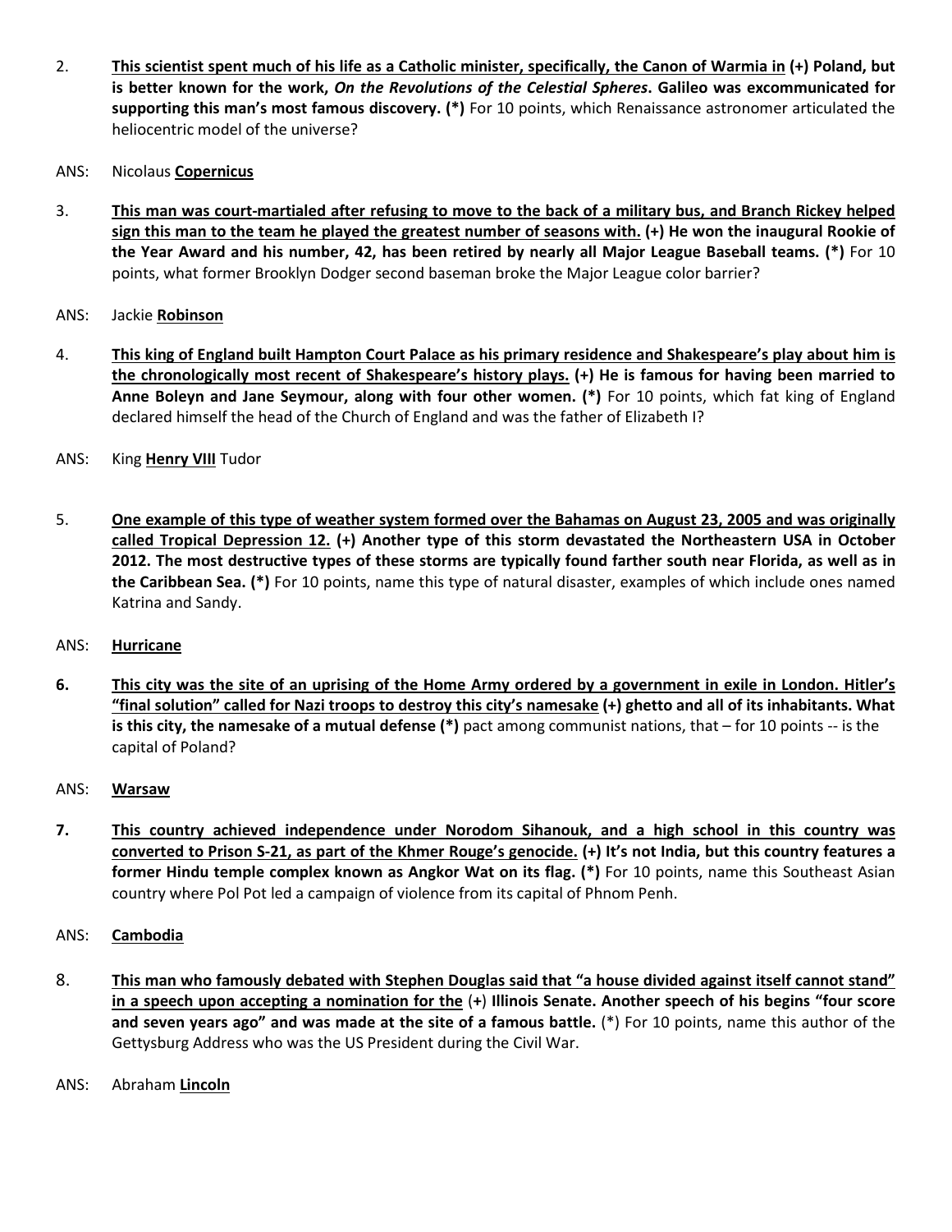2. **<u>This scientist spent much of his life as a Catholic minister, specifically, the Canon of Warmia in</u> (+) Poland, but is better known for the work, *On the Revolutions of the Celestial Spheres*. Galileo was excommunicated for supporting this man's most famous discovery. (*)** For 10 points, which Renaissance astronomer articulated the heliocentric model of the universe?

ANS: Nicolaus **<u>Copernicus</u>**

3. **<u>This man was court-martialed after refusing to move to the back of a military bus, and Branch Rickey helped sign this man to the team he played the greatest number of seasons with.</u> (+) He won the inaugural Rookie of the Year Award and his number, 42, has been retired by nearly all Major League Baseball teams. (*)** For 10 points, what former Brooklyn Dodger second baseman broke the Major League color barrier?

ANS: Jackie **<u>Robinson</u>**

4. **<u>This king of England built Hampton Court Palace as his primary residence and Shakespeare's play about him is the chronologically most recent of Shakespeare's history plays.</u> (+) He is famous for having been married to Anne Boleyn and Jane Seymour, along with four other women. (*)** For 10 points, which fat king of England declared himself the head of the Church of England and was the father of Elizabeth I?

ANS: King **<u>Henry VIII</u>** Tudor

5. **<u>One example of this type of weather system formed over the Bahamas on August 23, 2005 and was originally called Tropical Depression 12.</u> (+) Another type of this storm devastated the Northeastern USA in October 2012. The most destructive types of these storms are typically found farther south near Florida, as well as in the Caribbean Sea. (*)** For 10 points, name this type of natural disaster, examples of which include ones named Katrina and Sandy.

ANS: **<u>Hurricane</u>**

**6.** **<u>This city was the site of an uprising of the Home Army ordered by a government in exile in London. Hitler's "final solution" called for Nazi troops to destroy this city's namesake</u> (+) ghetto and all of its inhabitants. What is this city, the namesake of a mutual defense (*)** pact among communist nations, that – for 10 points -- is the capital of Poland?

ANS: **<u>Warsaw</u>**

**7.** **<u>This country achieved independence under Norodom Sihanouk, and a high school in this country was converted to Prison S-21, as part of the Khmer Rouge's genocide.</u> (+) It's not India, but this country features a former Hindu temple complex known as Angkor Wat on its flag. (*)** For 10 points, name this Southeast Asian country where Pol Pot led a campaign of violence from its capital of Phnom Penh.

ANS: **<u>Cambodia</u>**

8. **<u>This man who famously debated with Stephen Douglas said that "a house divided against itself cannot stand" in a speech upon accepting a nomination for the</u>** (+) **Illinois Senate. Another speech of his begins "four score and seven years ago" and was made at the site of a famous battle.** (*) For 10 points, name this author of the Gettysburg Address who was the US President during the Civil War.

ANS: Abraham **<u>Lincoln</u>**